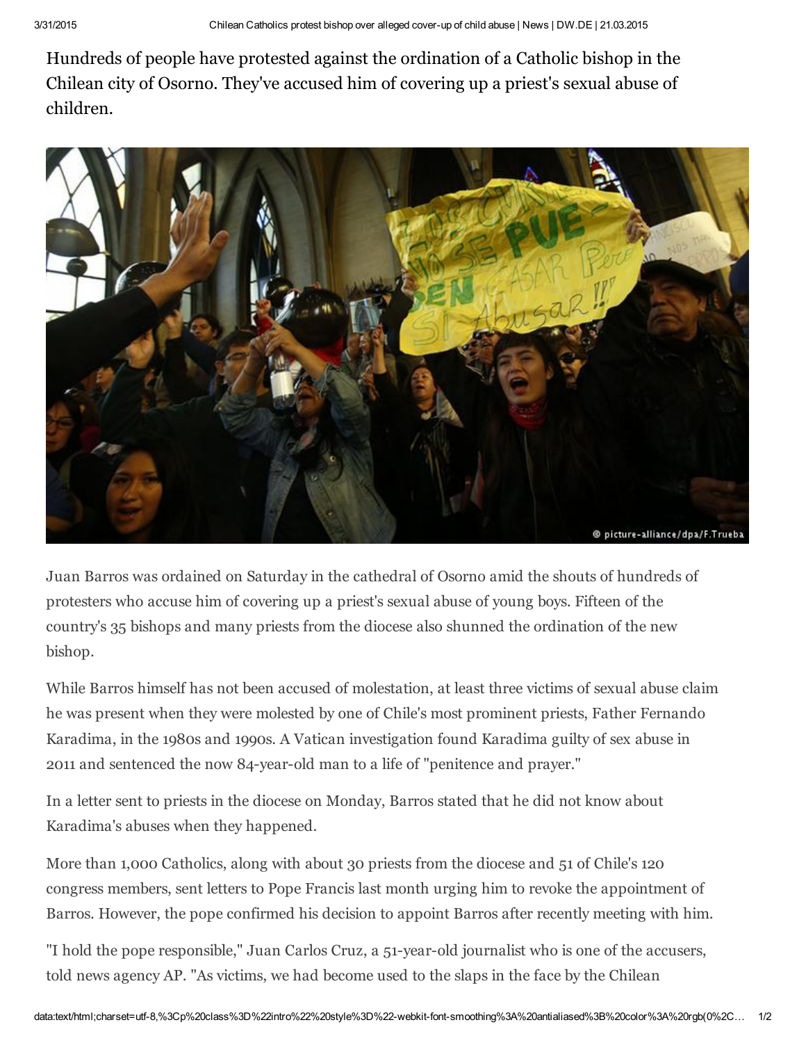Hundreds of people have protested against the ordination of a Catholic bishop in the Chilean city of Osorno. They've accused him of covering up a priest's sexual abuse of children.

© picture-alliance/dpa/F.Trueba

Juan Barros was ordained on Saturday in the cathedral of Osorno amid the shouts of hundreds of protesters who accuse him of covering up a priest's sexual abuse of young boys. Fifteen of the country's 35 bishops and many priests from the diocese also shunned the ordination of the new bishop.

While Barros himself has not been accused of molestation, at least three victims of sexual abuse claim he was present when they were molested by one of Chile's most prominent priests, Father Fernando Karadima, in the 1980s and 1990s. A Vatican investigation found Karadima guilty of sex abuse in 2011 and sentenced the now 84-year-old man to a life of "penitence and prayer."

In a letter sent to priests in the diocese on Monday, Barros stated that he did not know about Karadima's abuses when they happened.

More than 1,000 Catholics, along with about 30 priests from the diocese and 51 of Chile's 120 congress members, sent letters to Pope Francis last month urging him to revoke the appointment of Barros. However, the pope confirmed his decision to appoint Barros after recently meeting with him.

"I hold the pope responsible," Juan Carlos Cruz, a 51-year-old journalist who is one of the accusers, told news agency AP. "As victims, we had become used to the slaps in the face by the Chilean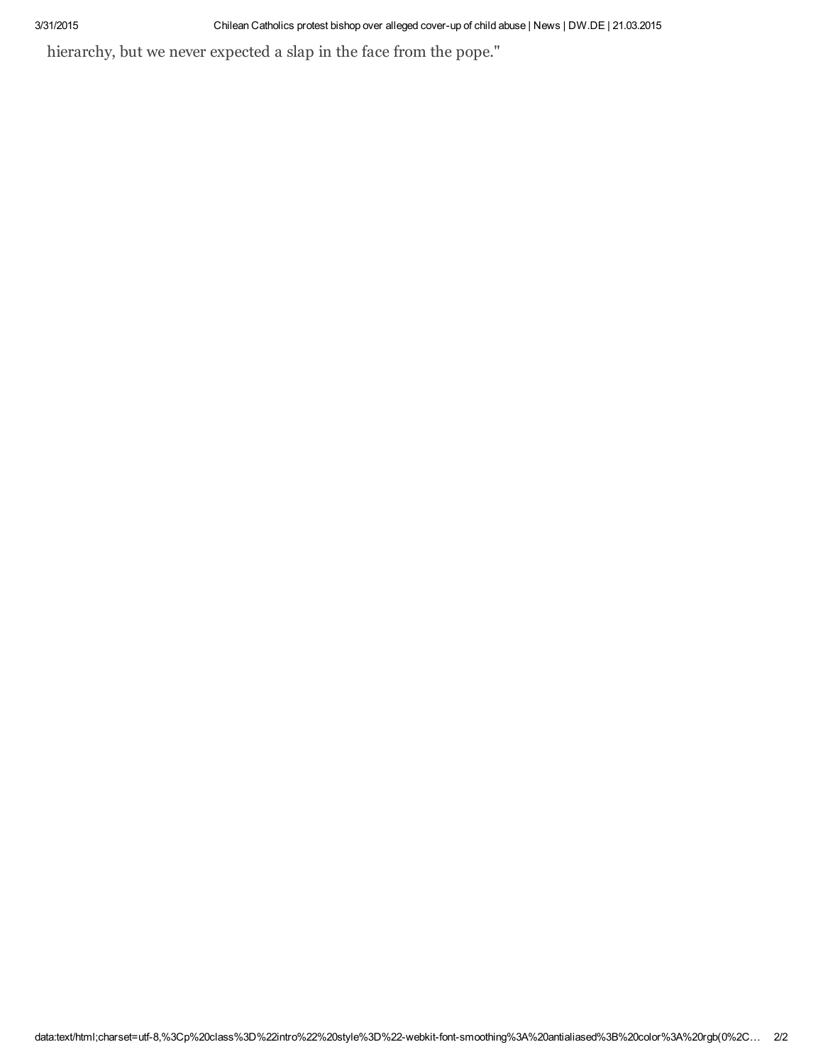hierarchy, but we never expected a slap in the face from the pope."